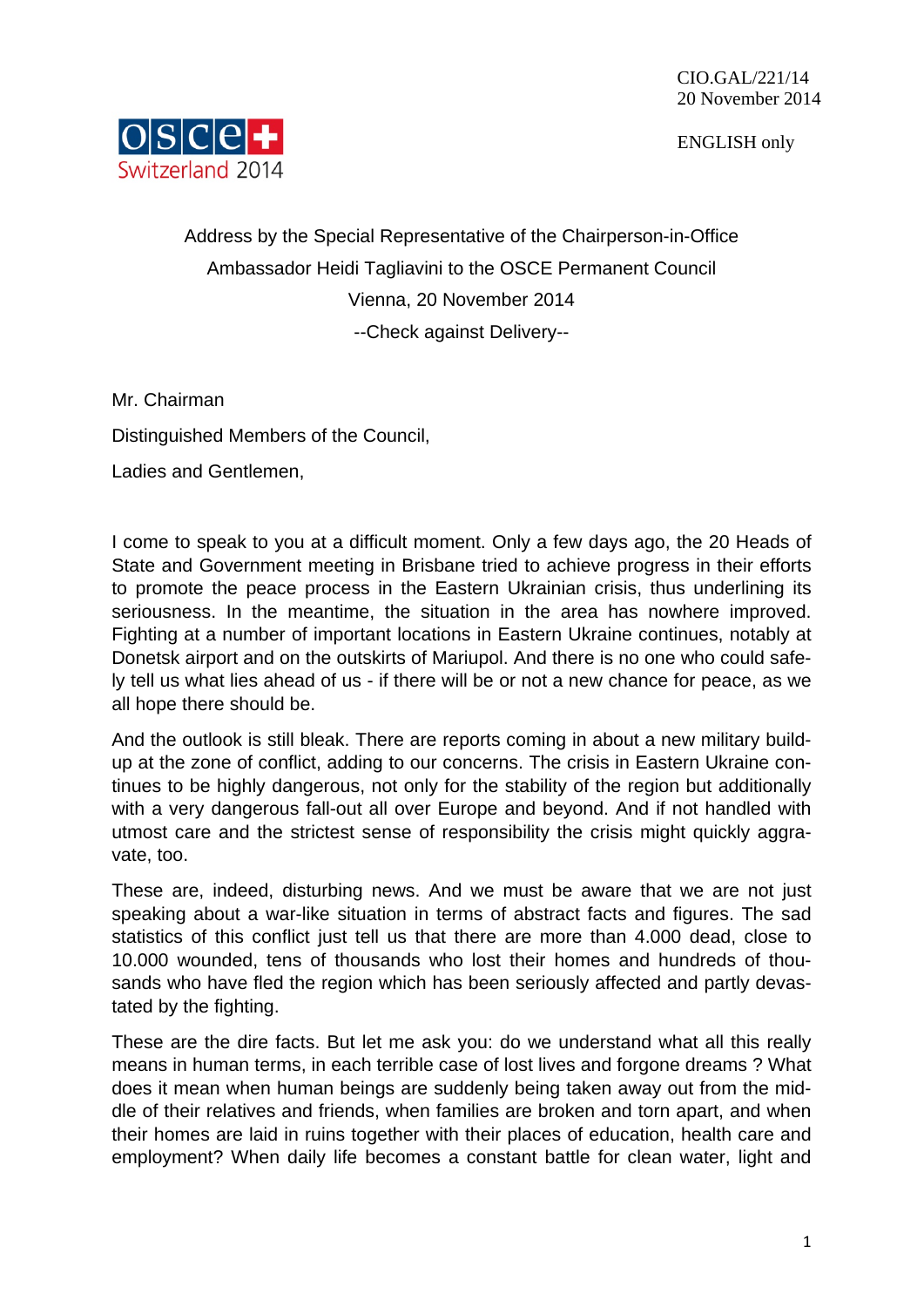CIO.GAL/221/14
20 November 2014

ENGLISH only

Address by the Special Representative of the Chairperson-in-Office
Ambassador Heidi Tagliavini to the OSCE Permanent Council
Vienna, 20 November 2014
--Check against Delivery--

Mr. Chairman

Distinguished Members of the Council,

Ladies and Gentlemen,

I come to speak to you at a difficult moment. Only a few days ago, the 20 Heads of State and Government meeting in Brisbane tried to achieve progress in their efforts to promote the peace process in the Eastern Ukrainian crisis, thus underlining its seriousness. In the meantime, the situation in the area has nowhere improved. Fighting at a number of important locations in Eastern Ukraine continues, notably at Donetsk airport and on the outskirts of Mariupol. And there is no one who could safely tell us what lies ahead of us - if there will be or not a new chance for peace, as we all hope there should be.

And the outlook is still bleak. There are reports coming in about a new military build-up at the zone of conflict, adding to our concerns. The crisis in Eastern Ukraine continues to be highly dangerous, not only for the stability of the region but additionally with a very dangerous fall-out all over Europe and beyond. And if not handled with utmost care and the strictest sense of responsibility the crisis might quickly aggravate, too.

These are, indeed, disturbing news. And we must be aware that we are not just speaking about a war-like situation in terms of abstract facts and figures. The sad statistics of this conflict just tell us that there are more than 4.000 dead, close to 10.000 wounded, tens of thousands who lost their homes and hundreds of thousands who have fled the region which has been seriously affected and partly devastated by the fighting.

These are the dire facts. But let me ask you: do we understand what all this really means in human terms, in each terrible case of lost lives and forgone dreams ? What does it mean when human beings are suddenly being taken away out from the middle of their relatives and friends, when families are broken and torn apart, and when their homes are laid in ruins together with their places of education, health care and employment? When daily life becomes a constant battle for clean water, light and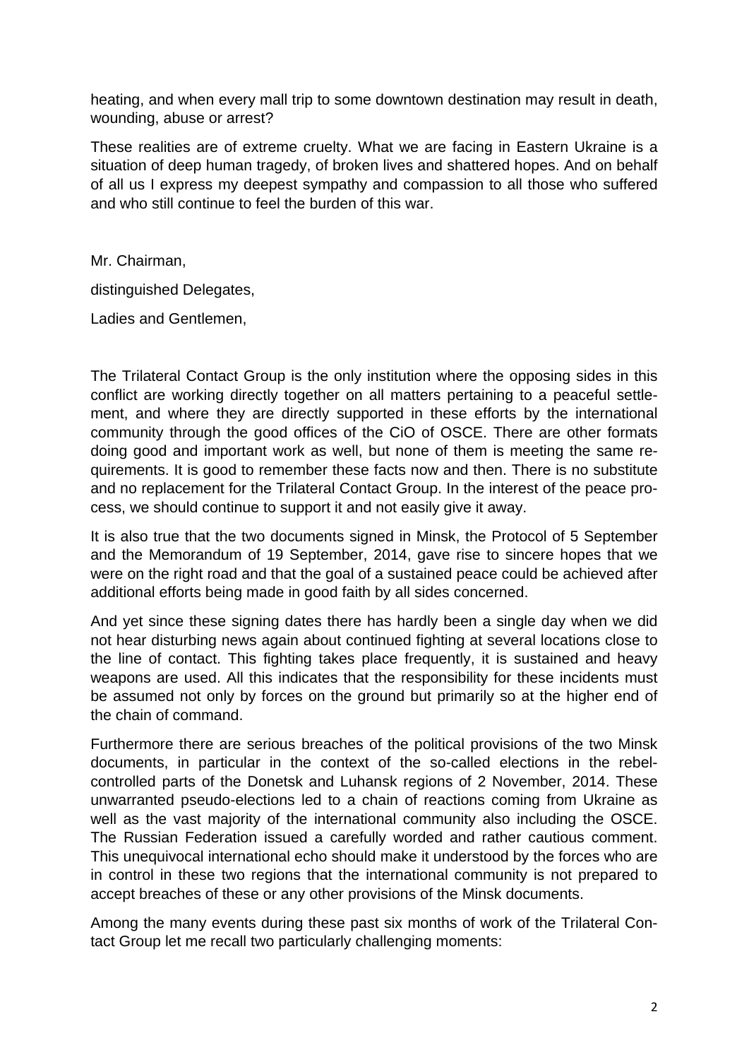heating, and when every mall trip to some downtown destination may result in death, wounding, abuse or arrest?

These realities are of extreme cruelty. What we are facing in Eastern Ukraine is a situation of deep human tragedy, of broken lives and shattered hopes. And on behalf of all us I express my deepest sympathy and compassion to all those who suffered and who still continue to feel the burden of this war.

Mr. Chairman,

distinguished Delegates,

Ladies and Gentlemen,

The Trilateral Contact Group is the only institution where the opposing sides in this conflict are working directly together on all matters pertaining to a peaceful settlement, and where they are directly supported in these efforts by the international community through the good offices of the CiO of OSCE. There are other formats doing good and important work as well, but none of them is meeting the same requirements. It is good to remember these facts now and then. There is no substitute and no replacement for the Trilateral Contact Group. In the interest of the peace process, we should continue to support it and not easily give it away.

It is also true that the two documents signed in Minsk, the Protocol of 5 September and the Memorandum of 19 September, 2014, gave rise to sincere hopes that we were on the right road and that the goal of a sustained peace could be achieved after additional efforts being made in good faith by all sides concerned.

And yet since these signing dates there has hardly been a single day when we did not hear disturbing news again about continued fighting at several locations close to the line of contact. This fighting takes place frequently, it is sustained and heavy weapons are used. All this indicates that the responsibility for these incidents must be assumed not only by forces on the ground but primarily so at the higher end of the chain of command.

Furthermore there are serious breaches of the political provisions of the two Minsk documents, in particular in the context of the so-called elections in the rebel-controlled parts of the Donetsk and Luhansk regions of 2 November, 2014. These unwarranted pseudo-elections led to a chain of reactions coming from Ukraine as well as the vast majority of the international community also including the OSCE. The Russian Federation issued a carefully worded and rather cautious comment. This unequivocal international echo should make it understood by the forces who are in control in these two regions that the international community is not prepared to accept breaches of these or any other provisions of the Minsk documents.

Among the many events during these past six months of work of the Trilateral Contact Group let me recall two particularly challenging moments: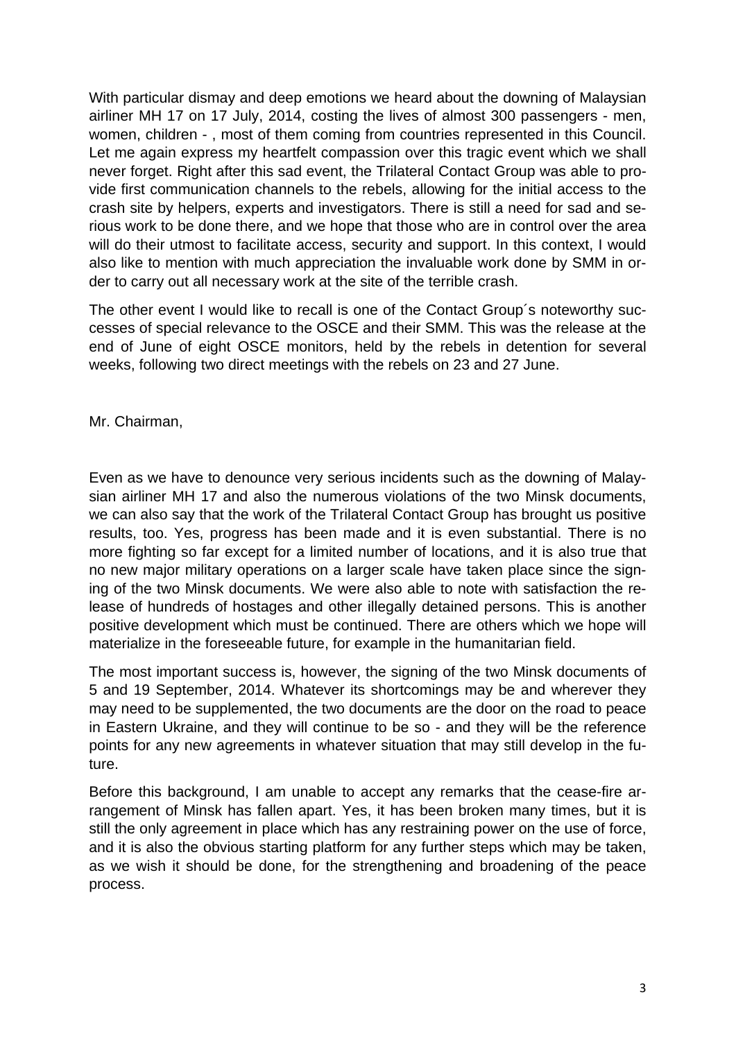With particular dismay and deep emotions we heard about the downing of Malaysian airliner MH 17 on 17 July, 2014, costing the lives of almost 300 passengers - men, women, children - , most of them coming from countries represented in this Council. Let me again express my heartfelt compassion over this tragic event which we shall never forget. Right after this sad event, the Trilateral Contact Group was able to provide first communication channels to the rebels, allowing for the initial access to the crash site by helpers, experts and investigators. There is still a need for sad and serious work to be done there, and we hope that those who are in control over the area will do their utmost to facilitate access, security and support. In this context, I would also like to mention with much appreciation the invaluable work done by SMM in order to carry out all necessary work at the site of the terrible crash.

The other event I would like to recall is one of the Contact Group´s noteworthy successes of special relevance to the OSCE and their SMM. This was the release at the end of June of eight OSCE monitors, held by the rebels in detention for several weeks, following two direct meetings with the rebels on 23 and 27 June.

Mr. Chairman,

Even as we have to denounce very serious incidents such as the downing of Malaysian airliner MH 17 and also the numerous violations of the two Minsk documents, we can also say that the work of the Trilateral Contact Group has brought us positive results, too. Yes, progress has been made and it is even substantial. There is no more fighting so far except for a limited number of locations, and it is also true that no new major military operations on a larger scale have taken place since the signing of the two Minsk documents. We were also able to note with satisfaction the release of hundreds of hostages and other illegally detained persons. This is another positive development which must be continued. There are others which we hope will materialize in the foreseeable future, for example in the humanitarian field.

The most important success is, however, the signing of the two Minsk documents of 5 and 19 September, 2014. Whatever its shortcomings may be and wherever they may need to be supplemented, the two documents are the door on the road to peace in Eastern Ukraine, and they will continue to be so - and they will be the reference points for any new agreements in whatever situation that may still develop in the future.

Before this background, I am unable to accept any remarks that the cease-fire arrangement of Minsk has fallen apart. Yes, it has been broken many times, but it is still the only agreement in place which has any restraining power on the use of force, and it is also the obvious starting platform for any further steps which may be taken, as we wish it should be done, for the strengthening and broadening of the peace process.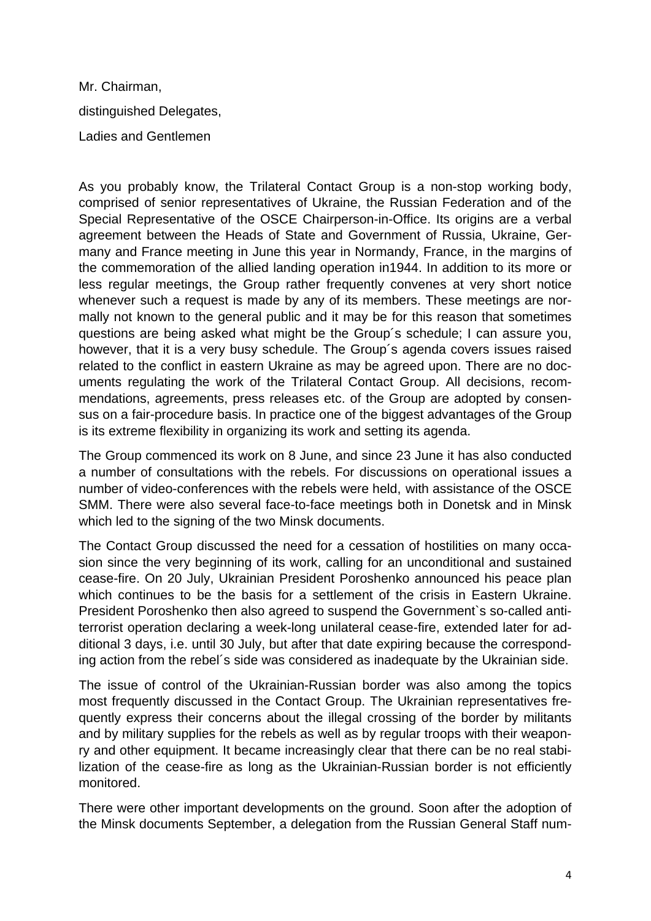Mr. Chairman,

distinguished Delegates,

Ladies and Gentlemen

As you probably know, the Trilateral Contact Group is a non-stop working body, comprised of senior representatives of Ukraine, the Russian Federation and of the Special Representative of the OSCE Chairperson-in-Office. Its origins are a verbal agreement between the Heads of State and Government of Russia, Ukraine, Germany and France meeting in June this year in Normandy, France, in the margins of the commemoration of the allied landing operation in1944. In addition to its more or less regular meetings, the Group rather frequently convenes at very short notice whenever such a request is made by any of its members. These meetings are normally not known to the general public and it may be for this reason that sometimes questions are being asked what might be the Group´s schedule; I can assure you, however, that it is a very busy schedule. The Group´s agenda covers issues raised related to the conflict in eastern Ukraine as may be agreed upon. There are no documents regulating the work of the Trilateral Contact Group. All decisions, recommendations, agreements, press releases etc. of the Group are adopted by consensus on a fair-procedure basis. In practice one of the biggest advantages of the Group is its extreme flexibility in organizing its work and setting its agenda.

The Group commenced its work on 8 June, and since 23 June it has also conducted a number of consultations with the rebels. For discussions on operational issues a number of video-conferences with the rebels were held, with assistance of the OSCE SMM. There were also several face-to-face meetings both in Donetsk and in Minsk which led to the signing of the two Minsk documents.

The Contact Group discussed the need for a cessation of hostilities on many occasion since the very beginning of its work, calling for an unconditional and sustained cease-fire. On 20 July, Ukrainian President Poroshenko announced his peace plan which continues to be the basis for a settlement of the crisis in Eastern Ukraine. President Poroshenko then also agreed to suspend the Government`s so-called anti-terrorist operation declaring a week-long unilateral cease-fire, extended later for additional 3 days, i.e. until 30 July, but after that date expiring because the corresponding action from the rebel´s side was considered as inadequate by the Ukrainian side.

The issue of control of the Ukrainian-Russian border was also among the topics most frequently discussed in the Contact Group. The Ukrainian representatives frequently express their concerns about the illegal crossing of the border by militants and by military supplies for the rebels as well as by regular troops with their weaponry and other equipment. It became increasingly clear that there can be no real stabilization of the cease-fire as long as the Ukrainian-Russian border is not efficiently monitored.

There were other important developments on the ground. Soon after the adoption of the Minsk documents September, a delegation from the Russian General Staff num-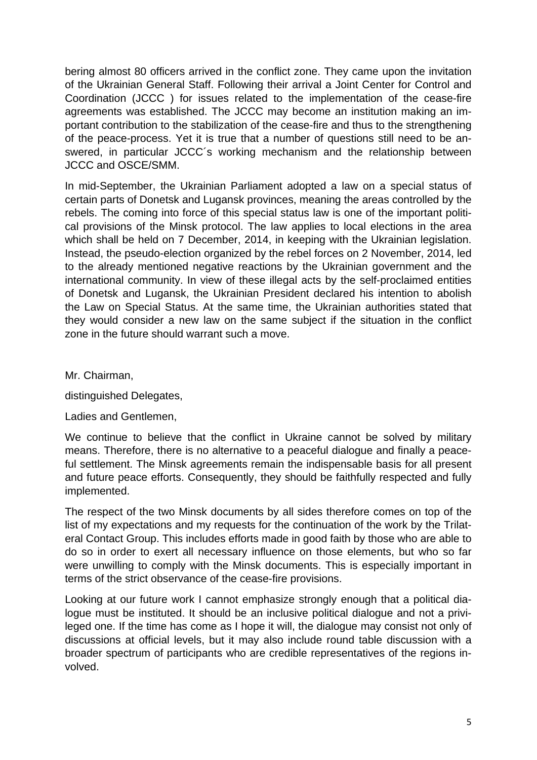bering almost 80 officers arrived in the conflict zone. They came upon the invitation of the Ukrainian General Staff. Following their arrival a Joint Center for Control and Coordination (JCCC ) for issues related to the implementation of the cease-fire agreements was established. The JCCC may become an institution making an important contribution to the stabilization of the cease-fire and thus to the strengthening of the peace-process. Yet it is true that a number of questions still need to be answered, in particular JCCC´s working mechanism and the relationship between JCCC and OSCE/SMM.

In mid-September, the Ukrainian Parliament adopted a law on a special status of certain parts of Donetsk and Lugansk provinces, meaning the areas controlled by the rebels. The coming into force of this special status law is one of the important political provisions of the Minsk protocol. The law applies to local elections in the area which shall be held on 7 December, 2014, in keeping with the Ukrainian legislation. Instead, the pseudo-election organized by the rebel forces on 2 November, 2014, led to the already mentioned negative reactions by the Ukrainian government and the international community. In view of these illegal acts by the self-proclaimed entities of Donetsk and Lugansk, the Ukrainian President declared his intention to abolish the Law on Special Status. At the same time, the Ukrainian authorities stated that they would consider a new law on the same subject if the situation in the conflict zone in the future should warrant such a move.

Mr. Chairman,

distinguished Delegates,

Ladies and Gentlemen,

We continue to believe that the conflict in Ukraine cannot be solved by military means. Therefore, there is no alternative to a peaceful dialogue and finally a peaceful settlement. The Minsk agreements remain the indispensable basis for all present and future peace efforts. Consequently, they should be faithfully respected and fully implemented.

The respect of the two Minsk documents by all sides therefore comes on top of the list of my expectations and my requests for the continuation of the work by the Trilateral Contact Group. This includes efforts made in good faith by those who are able to do so in order to exert all necessary influence on those elements, but who so far were unwilling to comply with the Minsk documents. This is especially important in terms of the strict observance of the cease-fire provisions.

Looking at our future work I cannot emphasize strongly enough that a political dialogue must be instituted. It should be an inclusive political dialogue and not a privileged one. If the time has come as I hope it will, the dialogue may consist not only of discussions at official levels, but it may also include round table discussion with a broader spectrum of participants who are credible representatives of the regions involved.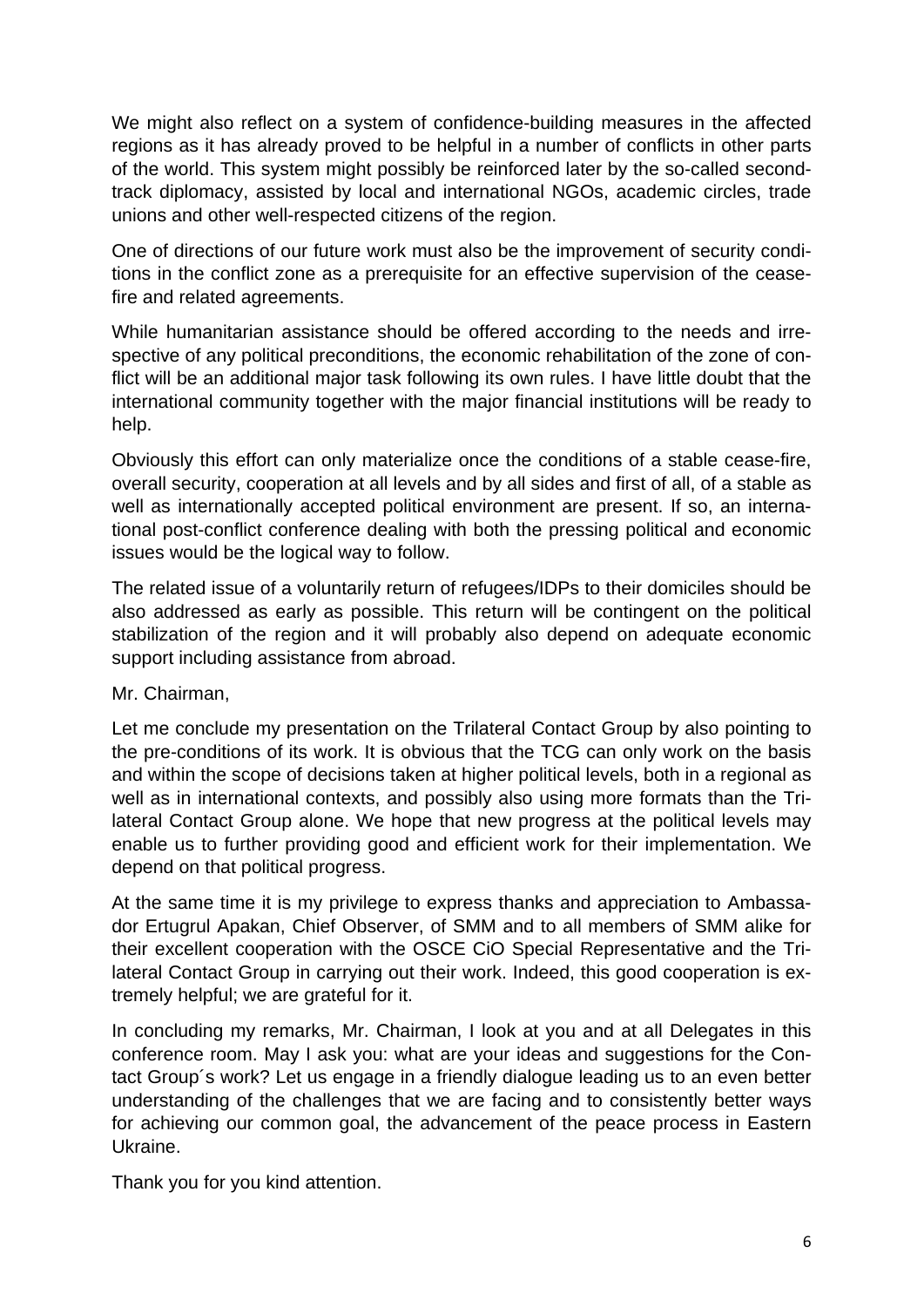We might also reflect on a system of confidence-building measures in the affected regions as it has already proved to be helpful in a number of conflicts in other parts of the world. This system might possibly be reinforced later by the so-called second-track diplomacy, assisted by local and international NGOs, academic circles, trade unions and other well-respected citizens of the region.

One of directions of our future work must also be the improvement of security conditions in the conflict zone as a prerequisite for an effective supervision of the cease-fire and related agreements.

While humanitarian assistance should be offered according to the needs and irrespective of any political preconditions, the economic rehabilitation of the zone of conflict will be an additional major task following its own rules. I have little doubt that the international community together with the major financial institutions will be ready to help.

Obviously this effort can only materialize once the conditions of a stable cease-fire, overall security, cooperation at all levels and by all sides and first of all, of a stable as well as internationally accepted political environment are present. If so, an international post-conflict conference dealing with both the pressing political and economic issues would be the logical way to follow.

The related issue of a voluntarily return of refugees/IDPs to their domiciles should be also addressed as early as possible. This return will be contingent on the political stabilization of the region and it will probably also depend on adequate economic support including assistance from abroad.

Mr. Chairman,

Let me conclude my presentation on the Trilateral Contact Group by also pointing to the pre-conditions of its work. It is obvious that the TCG can only work on the basis and within the scope of decisions taken at higher political levels, both in a regional as well as in international contexts, and possibly also using more formats than the Trilateral Contact Group alone. We hope that new progress at the political levels may enable us to further providing good and efficient work for their implementation. We depend on that political progress.

At the same time it is my privilege to express thanks and appreciation to Ambassador Ertugrul Apakan, Chief Observer, of SMM and to all members of SMM alike for their excellent cooperation with the OSCE CiO Special Representative and the Trilateral Contact Group in carrying out their work. Indeed, this good cooperation is extremely helpful; we are grateful for it.

In concluding my remarks, Mr. Chairman, I look at you and at all Delegates in this conference room. May I ask you: what are your ideas and suggestions for the Contact Group´s work? Let us engage in a friendly dialogue leading us to an even better understanding of the challenges that we are facing and to consistently better ways for achieving our common goal, the advancement of the peace process in Eastern Ukraine.

Thank you for you kind attention.